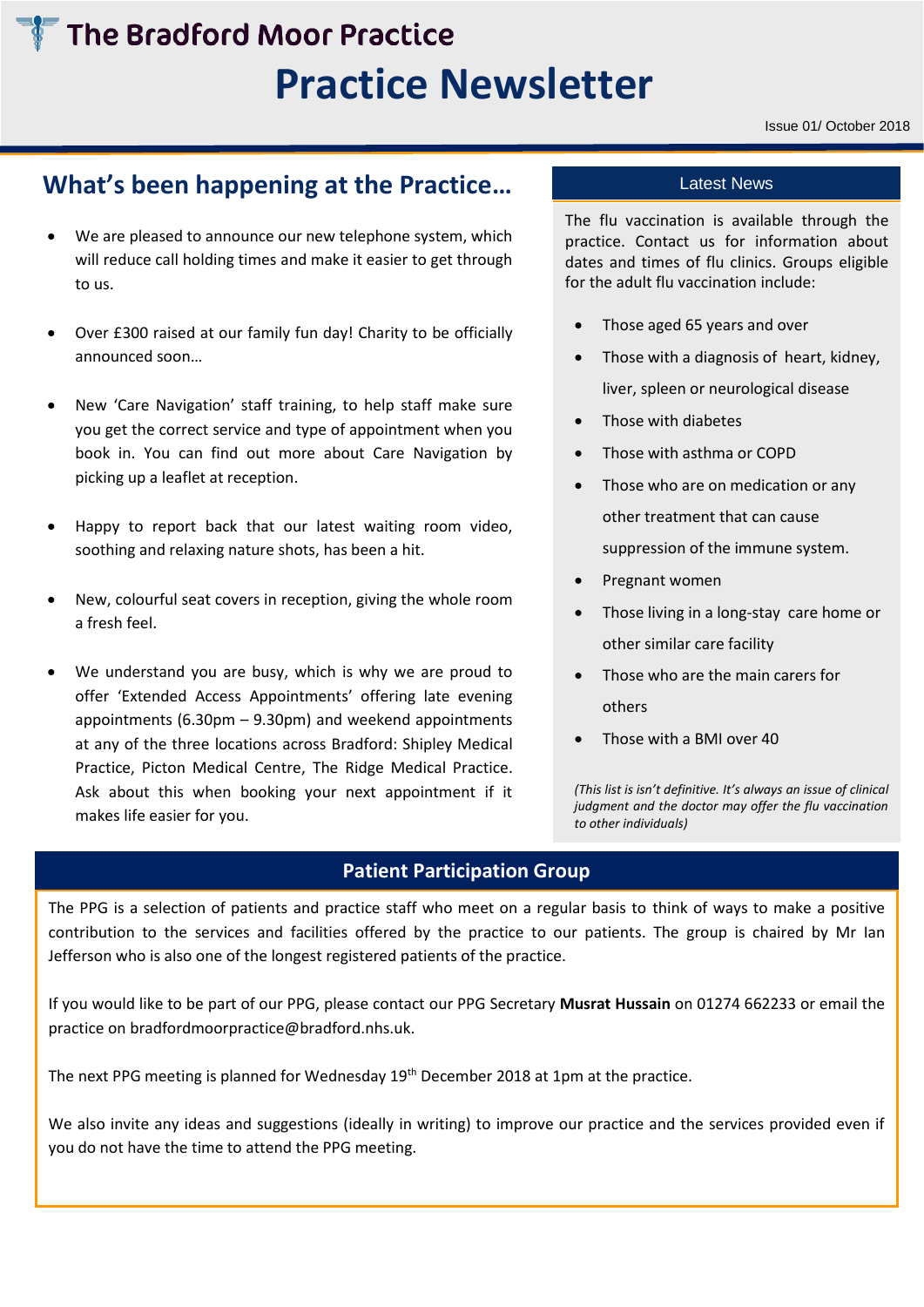# The Bradford Moor Practice

# Practice Newsletter

Issue 01/ October 2018

## What's been happening at the Practice…

- We are pleased to announce our new telephone system, which will reduce call holding times and make it easier to get through to us.
- Over £300 raised at our family fun day! Charity to be officially announced soon…
- New 'Care Navigation' staff training, to help staff make sure you get the correct service and type of appointment when you book in. You can find out more about Care Navigation by picking up a leaflet at reception.
- Happy to report back that our latest waiting room video, soothing and relaxing nature shots, has been a hit.
- New, colourful seat covers in reception, giving the whole room a fresh feel.
- We understand you are busy, which is why we are proud to offer 'Extended Access Appointments' offering late evening appointments (6.30pm – 9.30pm) and weekend appointments at any of the three locations across Bradford: Shipley Medical Practice, Picton Medical Centre, The Ridge Medical Practice. Ask about this when booking your next appointment if it makes life easier for you.

## Latest News

The flu vaccination is available through the practice. Contact us for information about dates and times of flu clinics. Groups eligible for the adult flu vaccination include:

- Those aged 65 years and over
- Those with a diagnosis of heart, kidney, liver, spleen or neurological disease
- Those with diabetes
- Those with asthma or COPD
- Those who are on medication or any other treatment that can cause suppression of the immune system.
- Pregnant women
- Those living in a long-stay care home or other similar care facility
- Those who are the main carers for others
- Those with a BMI over 40

*(This list is isn't definitive. It's always an issue of clinical judgment and the doctor may offer the flu vaccination to other individuals)*

## Patient Participation Group

The PPG is a selection of patients and practice staff who meet on a regular basis to think of ways to make a positive contribution to the services and facilities offered by the practice to our patients. The group is chaired by Mr Ian Jefferson who is also one of the longest registered patients of the practice.

If you would like to be part of our PPG, please contact our PPG Secretary **Musrat Hussain** on 01274 662233 or email the practice on bradfordmoorpractice@bradford.nhs.uk.

The next PPG meeting is planned for Wednesday 19th December 2018 at 1pm at the practice.

We also invite any ideas and suggestions (ideally in writing) to improve our practice and the services provided even if you do not have the time to attend the PPG meeting.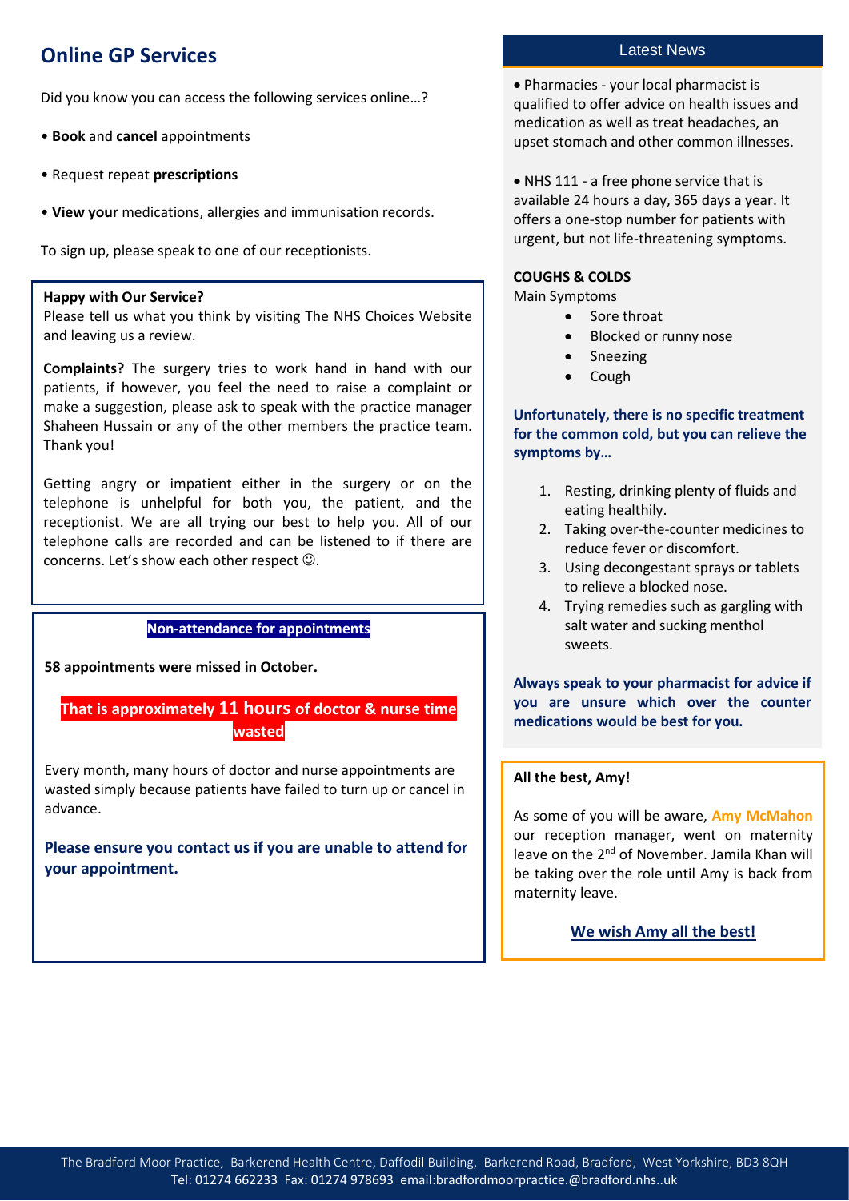## Online GP Services

Did you know you can access the following services online…?

- **Book** and **cancel** appointments
- Request repeat **prescriptions**
- **View your** medications, allergies and immunisation records.

To sign up, please speak to one of our receptionists.

**Happy with Our Service?**
Please tell us what you think by visiting The NHS Choices Website and leaving us a review.

**Complaints?** The surgery tries to work hand in hand with our patients, if however, you feel the need to raise a complaint or make a suggestion, please ask to speak with the practice manager Shaheen Hussain or any of the other members the practice team. Thank you!

Getting angry or impatient either in the surgery or on the telephone is unhelpful for both you, the patient, and the receptionist. We are all trying our best to help you. All of our telephone calls are recorded and can be listened to if there are concerns. Let's show each other respect ☺.

**Non-attendance for appointments**

**58 appointments were missed in October.**

**That is approximately 11 hours of doctor & nurse time wasted**

Every month, many hours of doctor and nurse appointments are wasted simply because patients have failed to turn up or cancel in advance.

**Please ensure you contact us if you are unable to attend for your appointment.**

## Latest News

- Pharmacies - your local pharmacist is qualified to offer advice on health issues and medication as well as treat headaches, an upset stomach and other common illnesses.

- NHS 111 - a free phone service that is available 24 hours a day, 365 days a year. It offers a one-stop number for patients with urgent, but not life-threatening symptoms.

**COUGHS & COLDS**

Main Symptoms

- Sore throat
- Blocked or runny nose
- Sneezing
- Cough

**Unfortunately, there is no specific treatment for the common cold, but you can relieve the symptoms by…**

1. Resting, drinking plenty of fluids and eating healthily.
2. Taking over-the-counter medicines to reduce fever or discomfort.
3. Using decongestant sprays or tablets to relieve a blocked nose.
4. Trying remedies such as gargling with salt water and sucking menthol sweets.

**Always speak to your pharmacist for advice if you are unsure which over the counter medications would be best for you.**

**All the best, Amy!**

As some of you will be aware, **Amy McMahon** our reception manager, went on maternity leave on the 2nd of November. Jamila Khan will be taking over the role until Amy is back from maternity leave.

**We wish Amy all the best!**

The Bradford Moor Practice, Barkerend Health Centre, Daffodil Building, Barkerend Road, Bradford, West Yorkshire, BD3 8QH
Tel: 01274 662233 Fax: 01274 978693 email:bradfordmoorpractice.@bradford.nhs..uk